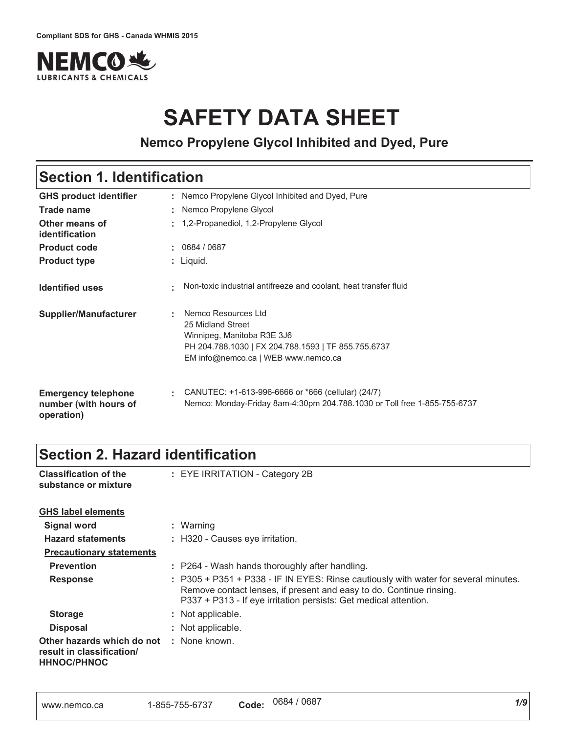Compliant SDS for GHS - Canada WHMIS 2015

NEMCO LUBRICANTS & CHEMICALS

# SAFETY DATA SHEET

## Nemco Propylene Glycol Inhibited and Dyed, Pure

## Section 1. Identification

| | | |
|---|---|---|
| **GHS product identifier** | : | Nemco Propylene Glycol Inhibited and Dyed, Pure |
| **Trade name** | : | Nemco Propylene Glycol |
| **Other means of identification** | : | 1,2-Propanediol, 1,2-Propylene Glycol |
| **Product code** | : | 0684 / 0687 |
| **Product type** | : | Liquid. |
| **Identified uses** | : | Non-toxic industrial antifreeze and coolant, heat transfer fluid |
| **Supplier/Manufacturer** | : | Nemco Resources Ltd<br>25 Midland Street<br>Winnipeg, Manitoba R3E 3J6<br>PH 204.788.1030 \| FX 204.788.1593 \| TF 855.755.6737<br>EM info@nemco.ca \| WEB www.nemco.ca |
| **Emergency telephone number (with hours of operation)** | : | CANUTEC: +1-613-996-6666 or *666 (cellular) (24/7)<br>Nemco: Monday-Friday 8am-4:30pm 204.788.1030 or Toll free 1-855-755-6737 |

## Section 2. Hazard identification

| | | |
|---|---|---|
| **Classification of the substance or mixture** | : | EYE IRRITATION - Category 2B |

**GHS label elements**

| | | |
|---|---|---|
| **Signal word** | : | Warning |
| **Hazard statements** | : | H320 - Causes eye irritation. |

**Precautionary statements**

| | | |
|---|---|---|
| **Prevention** | : | P264 - Wash hands thoroughly after handling. |
| **Response** | : | P305 + P351 + P338 - IF IN EYES: Rinse cautiously with water for several minutes. Remove contact lenses, if present and easy to do. Continue rinsing.<br>P337 + P313 - If eye irritation persists: Get medical attention. |
| **Storage** | : | Not applicable. |
| **Disposal** | : | Not applicable. |
| **Other hazards which do not result in classification/ HHNOC/PHNOC** | : | None known. |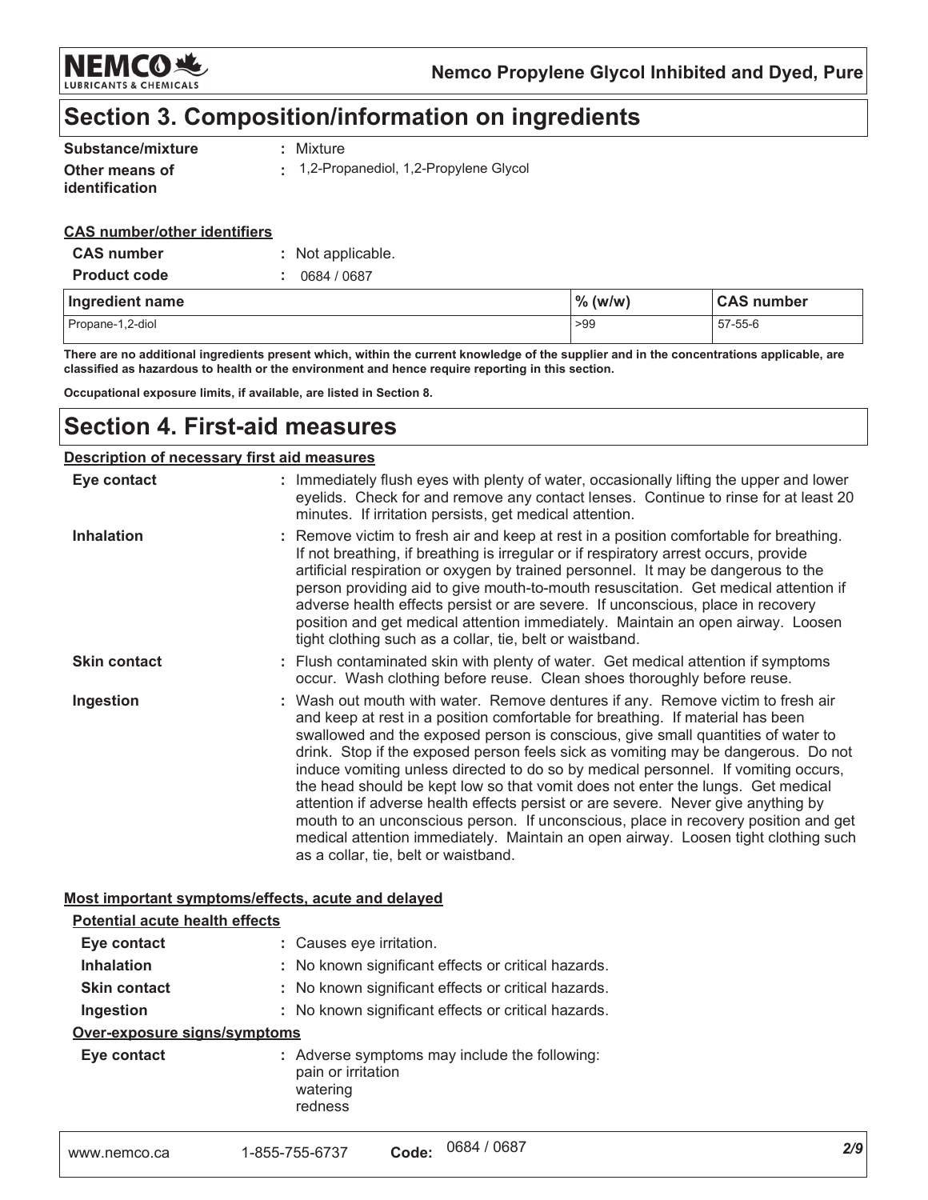# Section 3. Composition/information on ingredients

**Substance/mixture** : Mixture

**Other means of identification** : 1,2-Propanediol, 1,2-Propylene Glycol

**CAS number/other identifiers**

**CAS number** : Not applicable.

**Product code** : 0684 / 0687

| Ingredient name | % (w/w) | CAS number |
|---|---|---|
| Propane-1,2-diol | >99 | 57-55-6 |

**There are no additional ingredients present which, within the current knowledge of the supplier and in the concentrations applicable, are classified as hazardous to health or the environment and hence require reporting in this section.**

**Occupational exposure limits, if available, are listed in Section 8.**

# Section 4. First-aid measures

**Description of necessary first aid measures**

**Eye contact** : Immediately flush eyes with plenty of water, occasionally lifting the upper and lower eyelids. Check for and remove any contact lenses. Continue to rinse for at least 20 minutes. If irritation persists, get medical attention.

**Inhalation** : Remove victim to fresh air and keep at rest in a position comfortable for breathing. If not breathing, if breathing is irregular or if respiratory arrest occurs, provide artificial respiration or oxygen by trained personnel. It may be dangerous to the person providing aid to give mouth-to-mouth resuscitation. Get medical attention if adverse health effects persist or are severe. If unconscious, place in recovery position and get medical attention immediately. Maintain an open airway. Loosen tight clothing such as a collar, tie, belt or waistband.

**Skin contact** : Flush contaminated skin with plenty of water. Get medical attention if symptoms occur. Wash clothing before reuse. Clean shoes thoroughly before reuse.

**Ingestion** : Wash out mouth with water. Remove dentures if any. Remove victim to fresh air and keep at rest in a position comfortable for breathing. If material has been swallowed and the exposed person is conscious, give small quantities of water to drink. Stop if the exposed person feels sick as vomiting may be dangerous. Do not induce vomiting unless directed to do so by medical personnel. If vomiting occurs, the head should be kept low so that vomit does not enter the lungs. Get medical attention if adverse health effects persist or are severe. Never give anything by mouth to an unconscious person. If unconscious, place in recovery position and get medical attention immediately. Maintain an open airway. Loosen tight clothing such as a collar, tie, belt or waistband.

**Most important symptoms/effects, acute and delayed**

**Potential acute health effects**

**Eye contact** : Causes eye irritation.

**Inhalation** : No known significant effects or critical hazards.

**Skin contact** : No known significant effects or critical hazards.

**Ingestion** : No known significant effects or critical hazards.

**Over-exposure signs/symptoms**

**Eye contact** : Adverse symptoms may include the following:
pain or irritation
watering
redness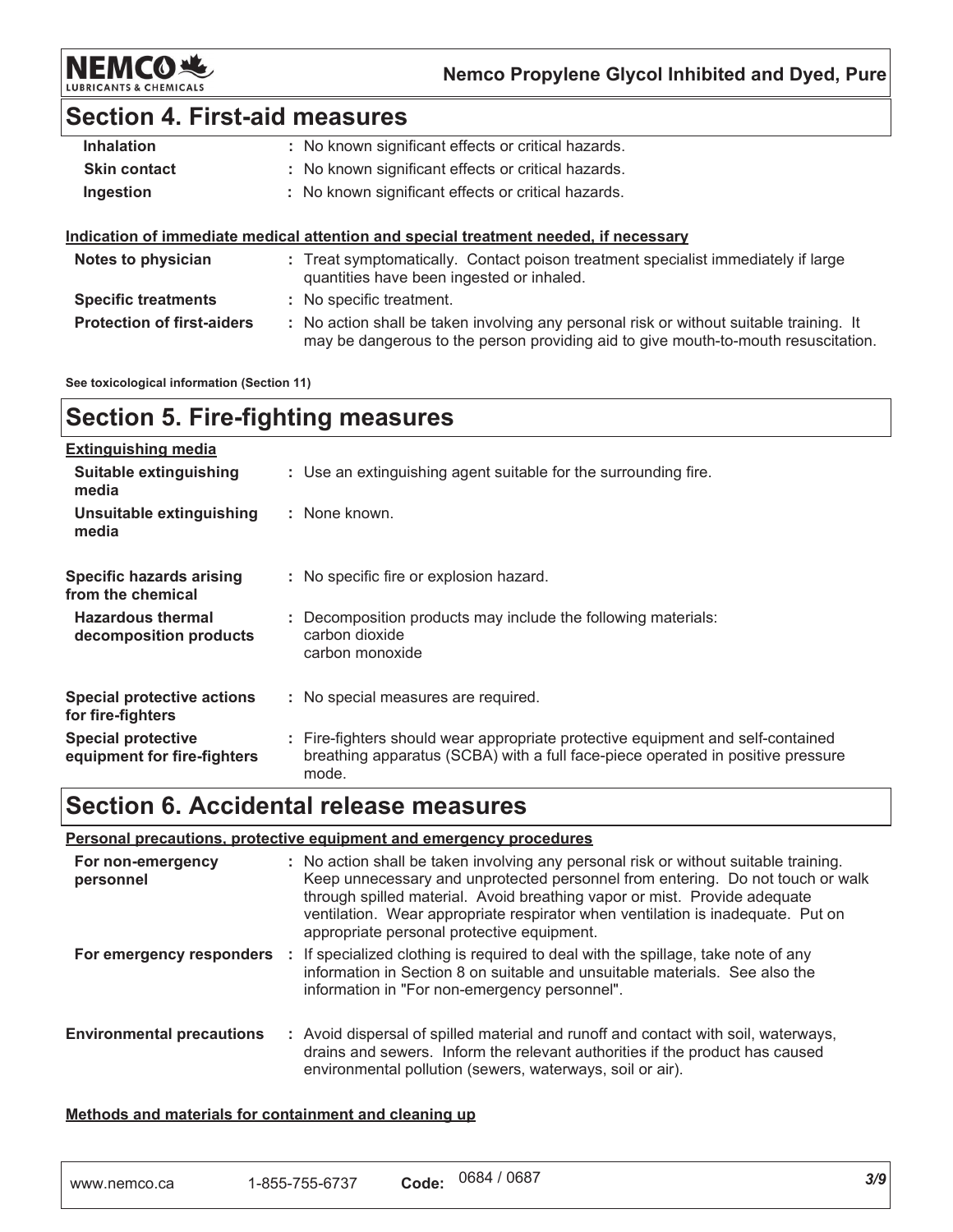## Section 4. First-aid measures

| | |
|---|---|
| **Inhalation** | : No known significant effects or critical hazards. |
| **Skin contact** | : No known significant effects or critical hazards. |
| **Ingestion** | : No known significant effects or critical hazards. |

**Indication of immediate medical attention and special treatment needed, if necessary**

| | |
|---|---|
| **Notes to physician** | : Treat symptomatically. Contact poison treatment specialist immediately if large quantities have been ingested or inhaled. |
| **Specific treatments** | : No specific treatment. |
| **Protection of first-aiders** | : No action shall be taken involving any personal risk or without suitable training. It may be dangerous to the person providing aid to give mouth-to-mouth resuscitation. |

**See toxicological information (Section 11)**

## Section 5. Fire-fighting measures

**Extinguishing media**

| | |
|---|---|
| **Suitable extinguishing media** | : Use an extinguishing agent suitable for the surrounding fire. |
| **Unsuitable extinguishing media** | : None known. |
| **Specific hazards arising from the chemical** | : No specific fire or explosion hazard. |
| **Hazardous thermal decomposition products** | : Decomposition products may include the following materials: carbon dioxide carbon monoxide |
| **Special protective actions for fire-fighters** | : No special measures are required. |
| **Special protective equipment for fire-fighters** | : Fire-fighters should wear appropriate protective equipment and self-contained breathing apparatus (SCBA) with a full face-piece operated in positive pressure mode. |

## Section 6. Accidental release measures

**Personal precautions, protective equipment and emergency procedures**

| | |
|---|---|
| **For non-emergency personnel** | : No action shall be taken involving any personal risk or without suitable training. Keep unnecessary and unprotected personnel from entering. Do not touch or walk through spilled material. Avoid breathing vapor or mist. Provide adequate ventilation. Wear appropriate respirator when ventilation is inadequate. Put on appropriate personal protective equipment. |
| **For emergency responders** | : If specialized clothing is required to deal with the spillage, take note of any information in Section 8 on suitable and unsuitable materials. See also the information in "For non-emergency personnel". |
| **Environmental precautions** | : Avoid dispersal of spilled material and runoff and contact with soil, waterways, drains and sewers. Inform the relevant authorities if the product has caused environmental pollution (sewers, waterways, soil or air). |

**Methods and materials for containment and cleaning up**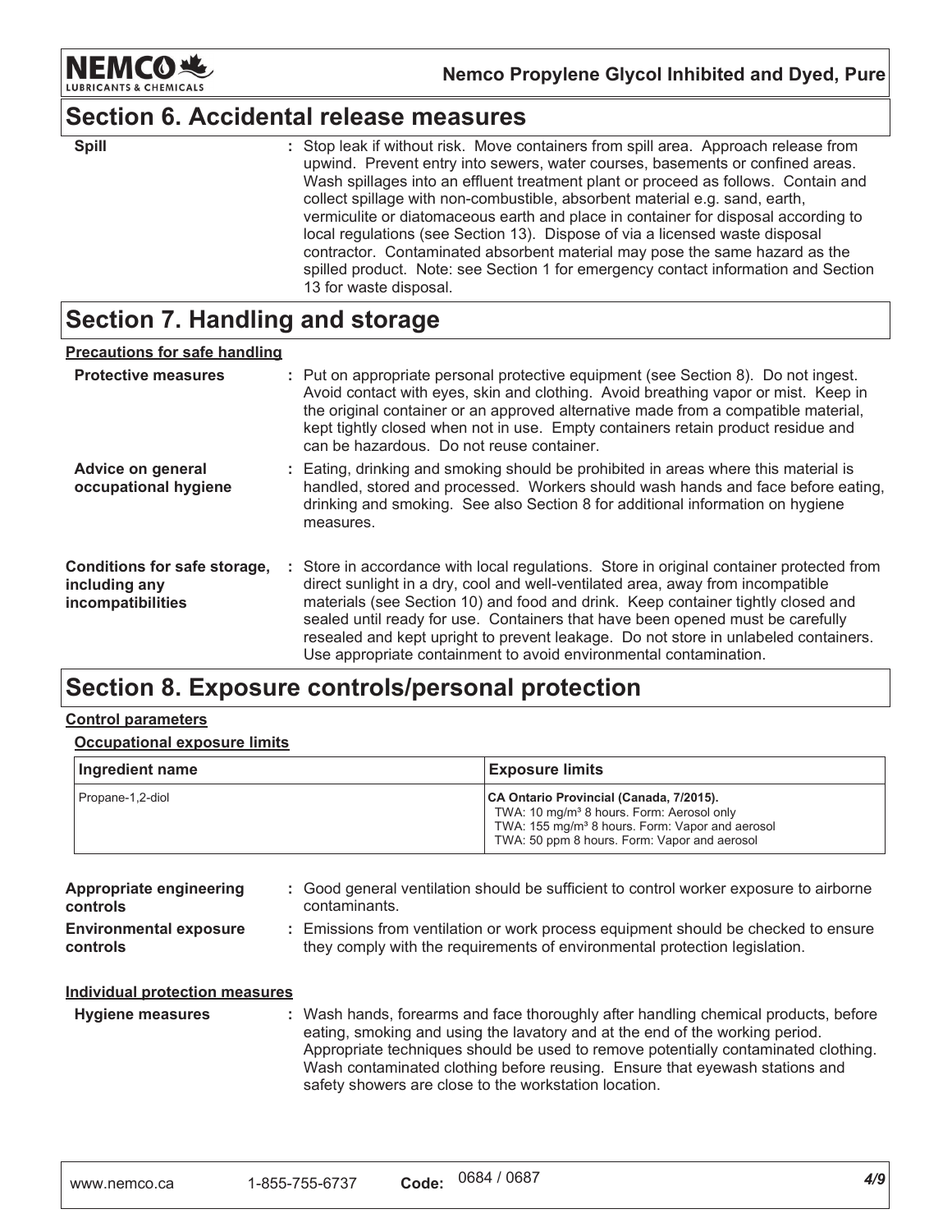## Section 6. Accidental release measures

**Spill** : Stop leak if without risk. Move containers from spill area. Approach release from upwind. Prevent entry into sewers, water courses, basements or confined areas. Wash spillages into an effluent treatment plant or proceed as follows. Contain and collect spillage with non-combustible, absorbent material e.g. sand, earth, vermiculite or diatomaceous earth and place in container for disposal according to local regulations (see Section 13). Dispose of via a licensed waste disposal contractor. Contaminated absorbent material may pose the same hazard as the spilled product. Note: see Section 1 for emergency contact information and Section 13 for waste disposal.

## Section 7. Handling and storage

**Precautions for safe handling**

**Protective measures** : Put on appropriate personal protective equipment (see Section 8). Do not ingest. Avoid contact with eyes, skin and clothing. Avoid breathing vapor or mist. Keep in the original container or an approved alternative made from a compatible material, kept tightly closed when not in use. Empty containers retain product residue and can be hazardous. Do not reuse container.

**Advice on general occupational hygiene** : Eating, drinking and smoking should be prohibited in areas where this material is handled, stored and processed. Workers should wash hands and face before eating, drinking and smoking. See also Section 8 for additional information on hygiene measures.

**Conditions for safe storage, including any incompatibilities** : Store in accordance with local regulations. Store in original container protected from direct sunlight in a dry, cool and well-ventilated area, away from incompatible materials (see Section 10) and food and drink. Keep container tightly closed and sealed until ready for use. Containers that have been opened must be carefully resealed and kept upright to prevent leakage. Do not store in unlabeled containers. Use appropriate containment to avoid environmental contamination.

## Section 8. Exposure controls/personal protection

**Control parameters**

**Occupational exposure limits**

| Ingredient name | Exposure limits |
|---|---|
| Propane-1,2-diol | **CA Ontario Provincial (Canada, 7/2015).**<br>TWA: 10 mg/m³ 8 hours. Form: Aerosol only<br>TWA: 155 mg/m³ 8 hours. Form: Vapor and aerosol<br>TWA: 50 ppm 8 hours. Form: Vapor and aerosol |

**Appropriate engineering controls** : Good general ventilation should be sufficient to control worker exposure to airborne contaminants.

**Environmental exposure controls** : Emissions from ventilation or work process equipment should be checked to ensure they comply with the requirements of environmental protection legislation.

**Individual protection measures**

**Hygiene measures** : Wash hands, forearms and face thoroughly after handling chemical products, before eating, smoking and using the lavatory and at the end of the working period. Appropriate techniques should be used to remove potentially contaminated clothing. Wash contaminated clothing before reusing. Ensure that eyewash stations and safety showers are close to the workstation location.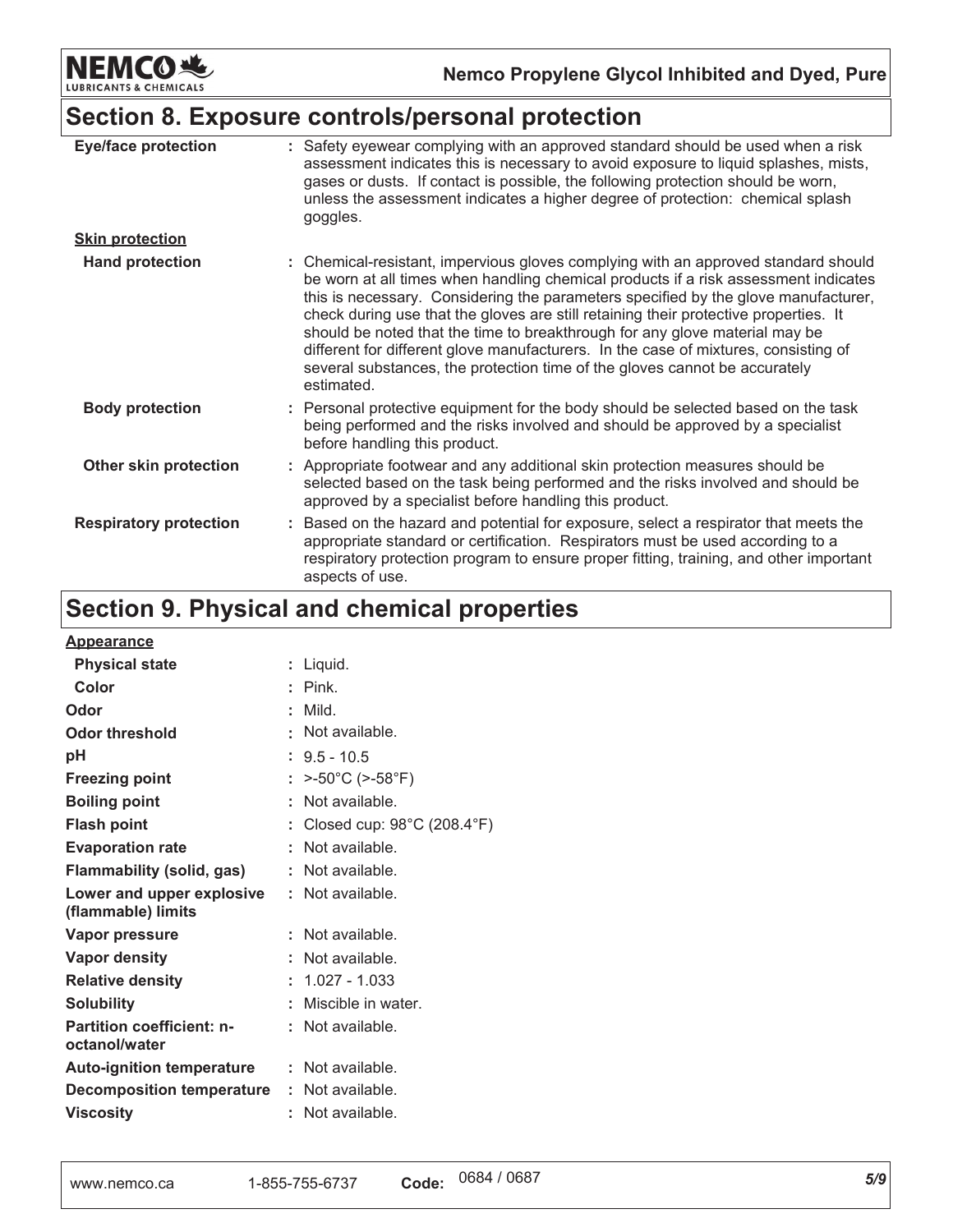## Section 8. Exposure controls/personal protection

| | |
|---|---|
| **Eye/face protection** | : Safety eyewear complying with an approved standard should be used when a risk assessment indicates this is necessary to avoid exposure to liquid splashes, mists, gases or dusts. If contact is possible, the following protection should be worn, unless the assessment indicates a higher degree of protection: chemical splash goggles. |
| **Skin protection** | |
| **Hand protection** | : Chemical-resistant, impervious gloves complying with an approved standard should be worn at all times when handling chemical products if a risk assessment indicates this is necessary. Considering the parameters specified by the glove manufacturer, check during use that the gloves are still retaining their protective properties. It should be noted that the time to breakthrough for any glove material may be different for different glove manufacturers. In the case of mixtures, consisting of several substances, the protection time of the gloves cannot be accurately estimated. |
| **Body protection** | : Personal protective equipment for the body should be selected based on the task being performed and the risks involved and should be approved by a specialist before handling this product. |
| **Other skin protection** | : Appropriate footwear and any additional skin protection measures should be selected based on the task being performed and the risks involved and should be approved by a specialist before handling this product. |
| **Respiratory protection** | : Based on the hazard and potential for exposure, select a respirator that meets the appropriate standard or certification. Respirators must be used according to a respiratory protection program to ensure proper fitting, training, and other important aspects of use. |

## Section 9. Physical and chemical properties

| | |
|---|---|
| **Appearance** | |
| **Physical state** | : Liquid. |
| **Color** | : Pink. |
| **Odor** | : Mild. |
| **Odor threshold** | : Not available. |
| **pH** | : 9.5 - 10.5 |
| **Freezing point** | : >-50°C (>-58°F) |
| **Boiling point** | : Not available. |
| **Flash point** | : Closed cup: 98°C (208.4°F) |
| **Evaporation rate** | : Not available. |
| **Flammability (solid, gas)** | : Not available. |
| **Lower and upper explosive (flammable) limits** | : Not available. |
| **Vapor pressure** | : Not available. |
| **Vapor density** | : Not available. |
| **Relative density** | : 1.027 - 1.033 |
| **Solubility** | : Miscible in water. |
| **Partition coefficient: n-octanol/water** | : Not available. |
| **Auto-ignition temperature** | : Not available. |
| **Decomposition temperature** | : Not available. |
| **Viscosity** | : Not available. |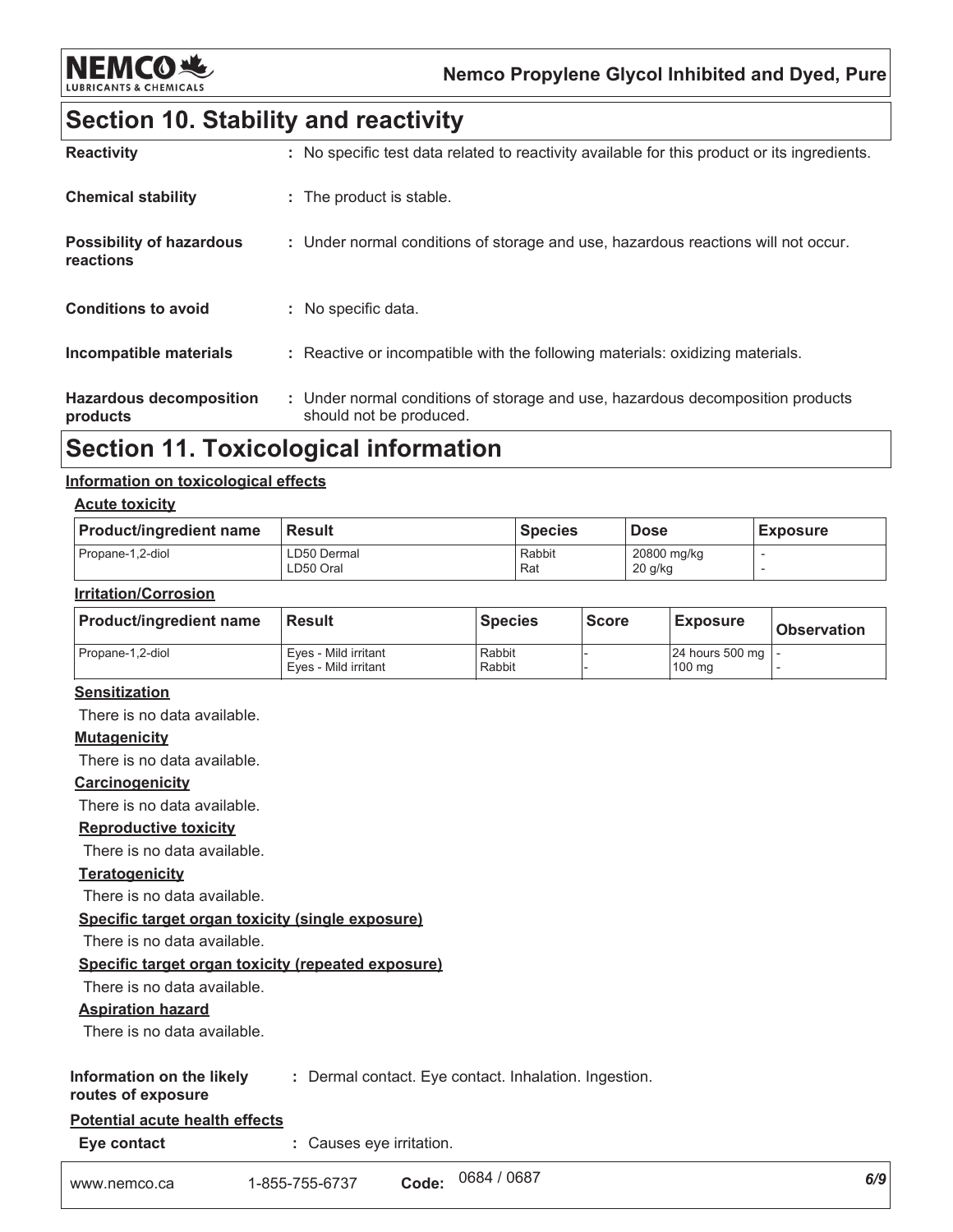## Section 10. Stability and reactivity

**Reactivity** : No specific test data related to reactivity available for this product or its ingredients.

**Chemical stability** : The product is stable.

**Possibility of hazardous reactions** : Under normal conditions of storage and use, hazardous reactions will not occur.

**Conditions to avoid** : No specific data.

**Incompatible materials** : Reactive or incompatible with the following materials: oxidizing materials.

**Hazardous decomposition products** : Under normal conditions of storage and use, hazardous decomposition products should not be produced.

## Section 11. Toxicological information

**Information on toxicological effects**

**Acute toxicity**

| Product/ingredient name | Result | Species | Dose | Exposure |
|---|---|---|---|---|
| Propane-1,2-diol | LD50 Dermal<br>LD50 Oral | Rabbit<br>Rat | 20800 mg/kg<br>20 g/kg | -<br>- |

**Irritation/Corrosion**

| Product/ingredient name | Result | Species | Score | Exposure | Observation |
|---|---|---|---|---|---|
| Propane-1,2-diol | Eyes - Mild irritant<br>Eyes - Mild irritant | Rabbit<br>Rabbit | -<br>- | 24 hours 500 mg<br>100 mg | -<br>- |

**Sensitization**

There is no data available.

**Mutagenicity**

There is no data available.

**Carcinogenicity**

There is no data available.

**Reproductive toxicity**

There is no data available.

**Teratogenicity**

There is no data available.

**Specific target organ toxicity (single exposure)**

There is no data available.

**Specific target organ toxicity (repeated exposure)**

There is no data available.

**Aspiration hazard**

There is no data available.

**Information on the likely routes of exposure** : Dermal contact. Eye contact. Inhalation. Ingestion.

**Potential acute health effects**

**Eye contact** : Causes eye irritation.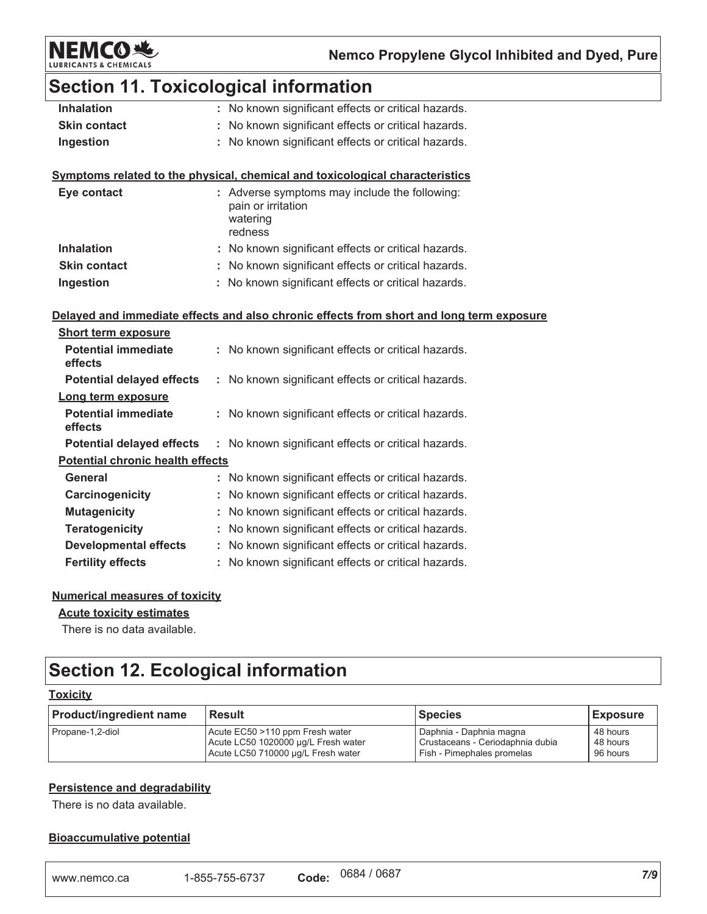## Section 11. Toxicological information

| | |
|---|---|
| **Inhalation** | : No known significant effects or critical hazards. |
| **Skin contact** | : No known significant effects or critical hazards. |
| **Ingestion** | : No known significant effects or critical hazards. |

**Symptoms related to the physical, chemical and toxicological characteristics**

| | |
|---|---|
| **Eye contact** | : Adverse symptoms may include the following: pain or irritation watering redness |
| **Inhalation** | : No known significant effects or critical hazards. |
| **Skin contact** | : No known significant effects or critical hazards. |
| **Ingestion** | : No known significant effects or critical hazards. |

**Delayed and immediate effects and also chronic effects from short and long term exposure**

**Short term exposure**

| | |
|---|---|
| **Potential immediate effects** | : No known significant effects or critical hazards. |
| **Potential delayed effects** | : No known significant effects or critical hazards. |

**Long term exposure**

| | |
|---|---|
| **Potential immediate effects** | : No known significant effects or critical hazards. |
| **Potential delayed effects** | : No known significant effects or critical hazards. |

**Potential chronic health effects**

| | |
|---|---|
| **General** | : No known significant effects or critical hazards. |
| **Carcinogenicity** | : No known significant effects or critical hazards. |
| **Mutagenicity** | : No known significant effects or critical hazards. |
| **Teratogenicity** | : No known significant effects or critical hazards. |
| **Developmental effects** | : No known significant effects or critical hazards. |
| **Fertility effects** | : No known significant effects or critical hazards. |

**Numerical measures of toxicity**

**Acute toxicity estimates**

There is no data available.

## Section 12. Ecological information

**Toxicity**

| Product/ingredient name | Result | Species | Exposure |
|---|---|---|---|
| Propane-1,2-diol | Acute EC50 >110 ppm Fresh water | Daphnia - Daphnia magna | 48 hours |
| | Acute LC50 1020000 µg/L Fresh water | Crustaceans - Ceriodaphnia dubia | 48 hours |
| | Acute LC50 710000 µg/L Fresh water | Fish - Pimephales promelas | 96 hours |

**Persistence and degradability**

There is no data available.

**Bioaccumulative potential**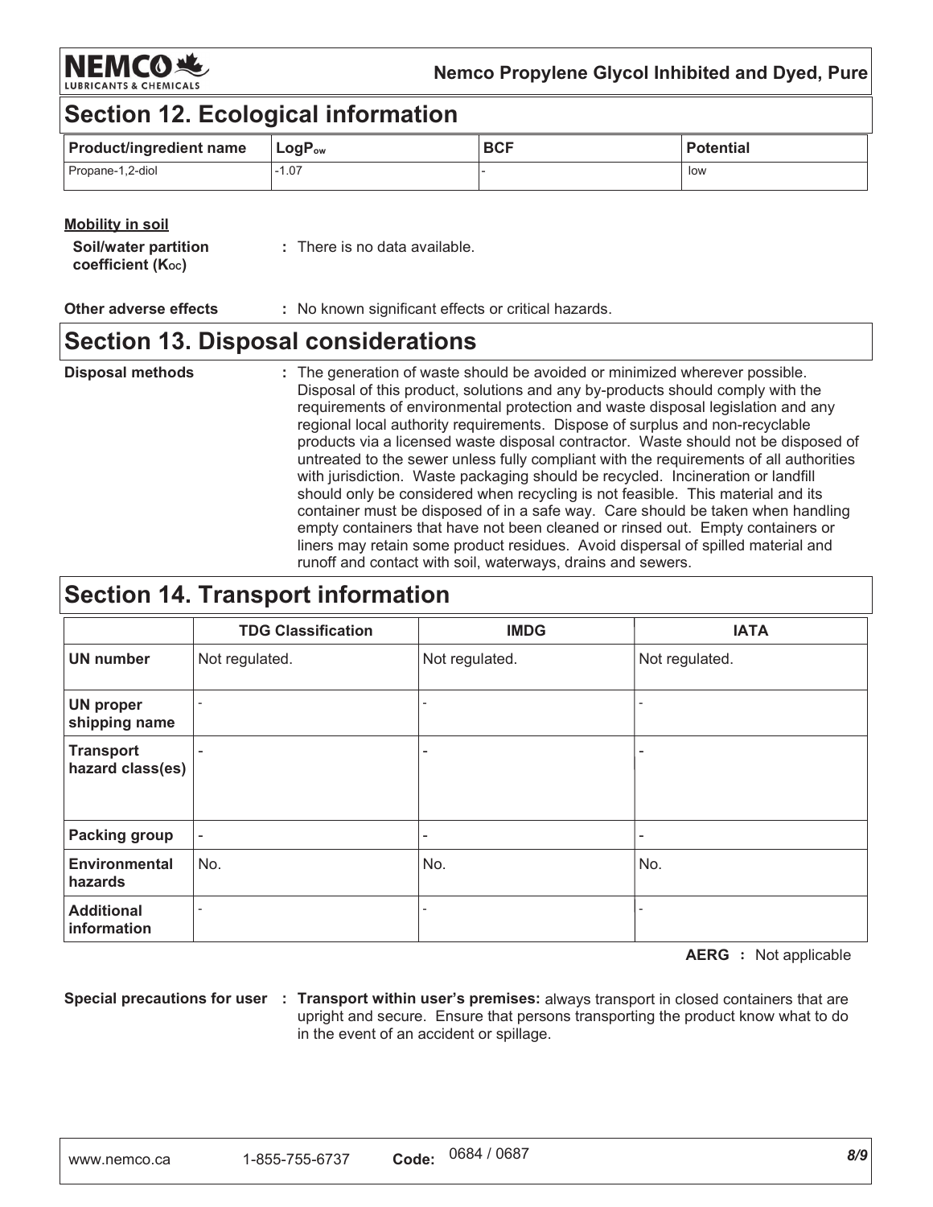## Section 12. Ecological information

| Product/ingredient name | $LogP_{ow}$ | BCF | Potential |
|---|---|---|---|
| Propane-1,2-diol | -1.07 | - | low |

**Mobility in soil**

**Soil/water partition coefficient ($K_{OC}$)** : There is no data available.

**Other adverse effects** : No known significant effects or critical hazards.

## Section 13. Disposal considerations

**Disposal methods** : The generation of waste should be avoided or minimized wherever possible. Disposal of this product, solutions and any by-products should comply with the requirements of environmental protection and waste disposal legislation and any regional local authority requirements. Dispose of surplus and non-recyclable products via a licensed waste disposal contractor. Waste should not be disposed of untreated to the sewer unless fully compliant with the requirements of all authorities with jurisdiction. Waste packaging should be recycled. Incineration or landfill should only be considered when recycling is not feasible. This material and its container must be disposed of in a safe way. Care should be taken when handling empty containers that have not been cleaned or rinsed out. Empty containers or liners may retain some product residues. Avoid dispersal of spilled material and runoff and contact with soil, waterways, drains and sewers.

## Section 14. Transport information

| | TDG Classification | IMDG | IATA |
|---|---|---|---|
| **UN number** | Not regulated. | Not regulated. | Not regulated. |
| **UN proper shipping name** | - | - | - |
| **Transport hazard class(es)** | - | - | - |
| **Packing group** | - | - | - |
| **Environmental hazards** | No. | No. | No. |
| **Additional information** | - | - | - |

**AERG** : Not applicable

**Special precautions for user** : **Transport within user's premises:** always transport in closed containers that are upright and secure. Ensure that persons transporting the product know what to do in the event of an accident or spillage.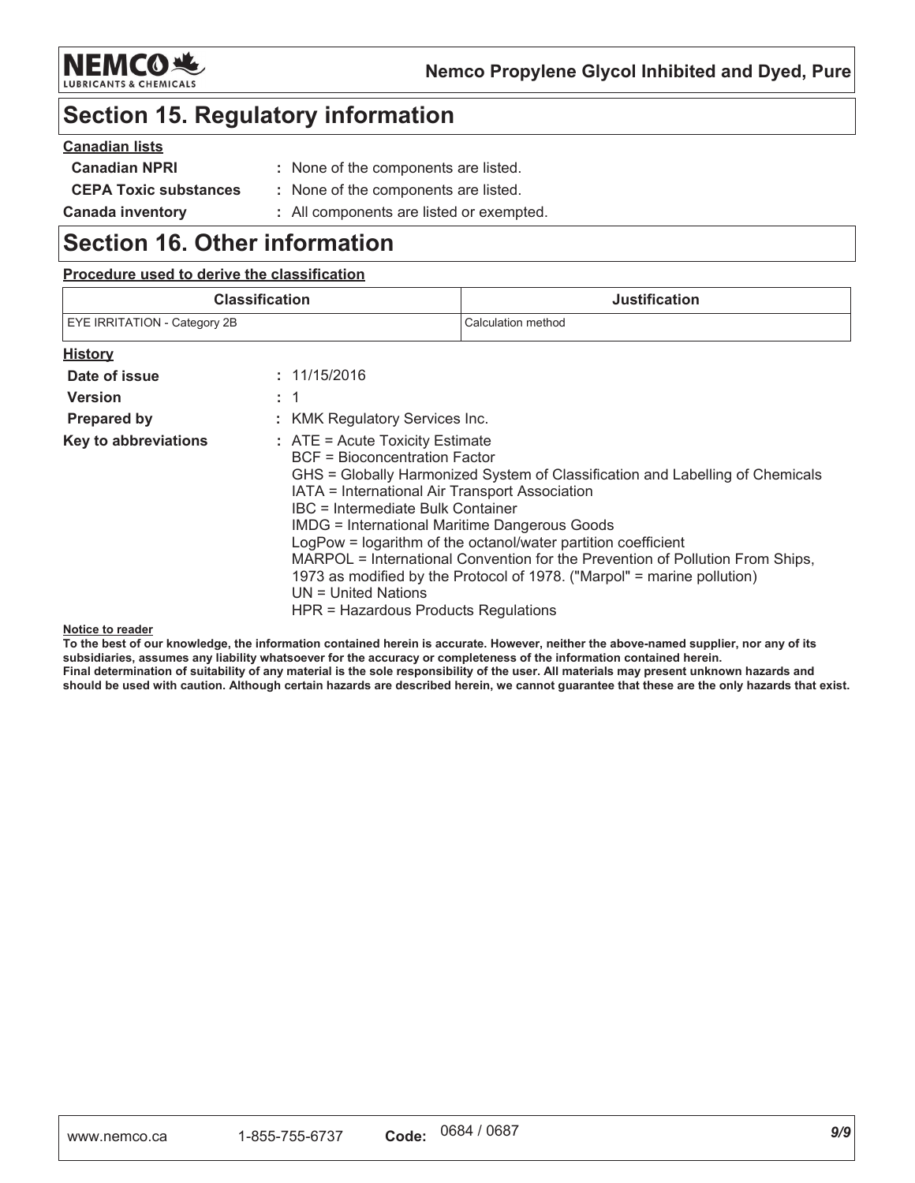## Section 15. Regulatory information

**Canadian lists**

**Canadian NPRI** : None of the components are listed.

**CEPA Toxic substances** : None of the components are listed.

**Canada inventory** : All components are listed or exempted.

## Section 16. Other information

**Procedure used to derive the classification**

| Classification | Justification |
| --- | --- |
| EYE IRRITATION - Category 2B | Calculation method |

**History**

**Date of issue** : 11/15/2016

**Version** : 1

**Prepared by** : KMK Regulatory Services Inc.

**Key to abbreviations** : ATE = Acute Toxicity Estimate
BCF = Bioconcentration Factor
GHS = Globally Harmonized System of Classification and Labelling of Chemicals
IATA = International Air Transport Association
IBC = Intermediate Bulk Container
IMDG = International Maritime Dangerous Goods
LogPow = logarithm of the octanol/water partition coefficient
MARPOL = International Convention for the Prevention of Pollution From Ships, 1973 as modified by the Protocol of 1978. ("Marpol" = marine pollution)
UN = United Nations
HPR = Hazardous Products Regulations

**Notice to reader**

**To the best of our knowledge, the information contained herein is accurate. However, neither the above-named supplier, nor any of its subsidiaries, assumes any liability whatsoever for the accuracy or completeness of the information contained herein.**
**Final determination of suitability of any material is the sole responsibility of the user. All materials may present unknown hazards and should be used with caution. Although certain hazards are described herein, we cannot guarantee that these are the only hazards that exist.**